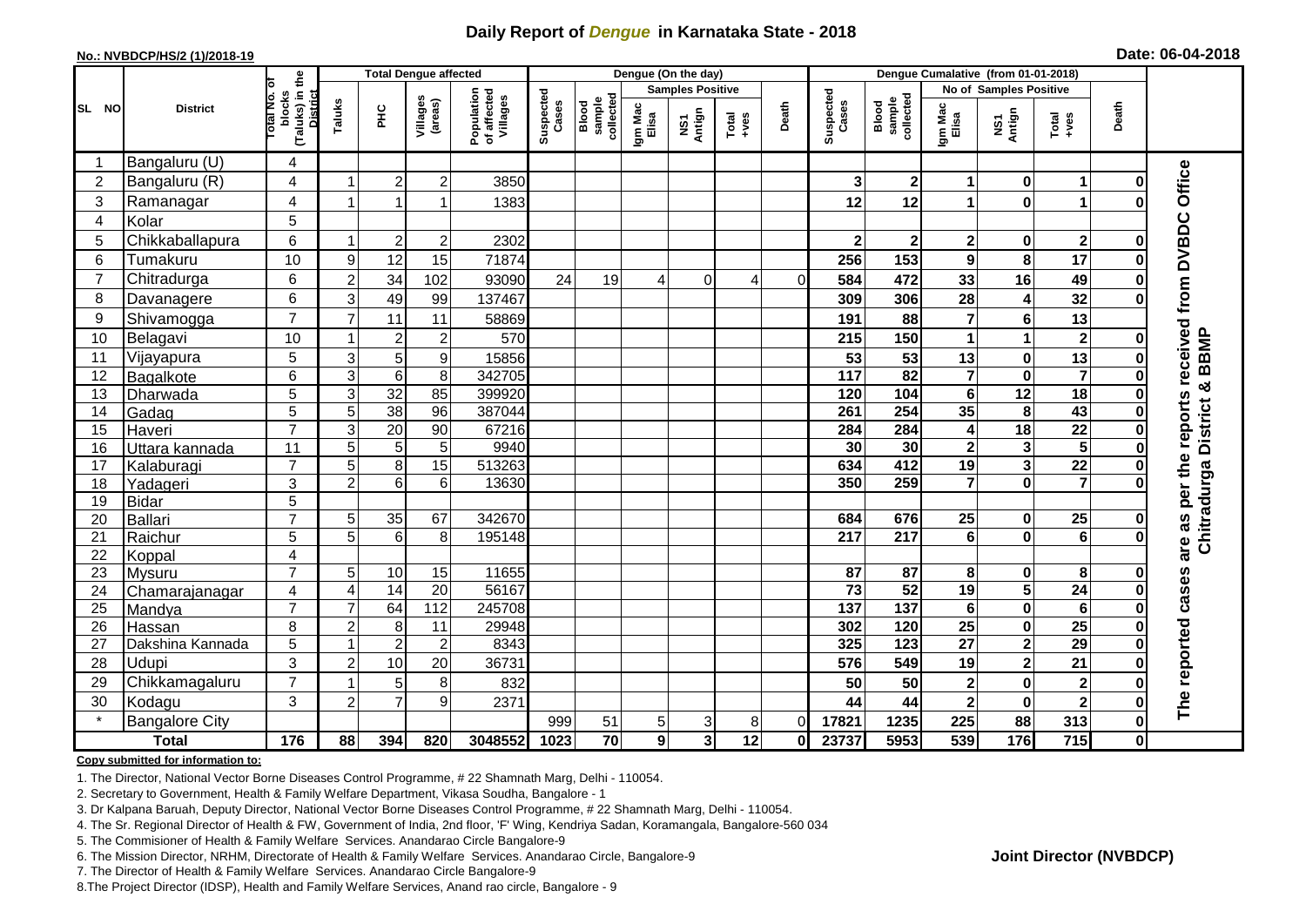# Daily Report of *Dengue* in Karnataka State - 2018

**No.: NVBDCP/HS/2 (1)/2018-19** **Date: 06-04-2018**

| SL NO | District | Total No. of blocks (Taluks) in the District | Total Dengue affected | | | | Dengue (On the day) | | | | | | | Dengue Cumalative (from 01-01-2018) | | | | | | | |
|---|---|---|---|---|---|---|---|---|---|---|---|---|---|---|---|---|---|---|---|---|
| | | | Taluks | PHC | Villages (areas) | Population of affected Villages | Suspected Cases | Blood sample collected | Samples Positive | | | Death | Suspected Cases | Blood sample collected | No of Samples Positive | | | Death | |
| | | | | | | | | | Igm Mac Elisa | NS1 Antign | Total +ves | | | | Igm Mac Elisa | NS1 Antign | Total +ves | | |
| 1 | Bangaluru (U) | 4 | | | | | | | | | | | | | | | | | The reported cases are as per the reports received from DVBDC Office Chitradurga District & BBMP |
| 2 | Bangaluru (R) | 4 | 1 | 2 | 2 | 3850 | | | | | | | 3 | 2 | 1 | 0 | 1 | 0 | |
| 3 | Ramanagar | 4 | 1 | 1 | 1 | 1383 | | | | | | | 12 | 12 | 1 | 0 | 1 | 0 | |
| 4 | Kolar | 5 | | | | | | | | | | | | | | | | | |
| 5 | Chikkaballapura | 6 | 1 | 2 | 2 | 2302 | | | | | | | 2 | 2 | 2 | 0 | 2 | 0 | |
| 6 | Tumakuru | 10 | 9 | 12 | 15 | 71874 | | | | | | | 256 | 153 | 9 | 8 | 17 | 0 | |
| 7 | Chitradurga | 6 | 2 | 34 | 102 | 93090 | 24 | 19 | 4 | 0 | 4 | 0 | 584 | 472 | 33 | 16 | 49 | 0 | |
| 8 | Davanagere | 6 | 3 | 49 | 99 | 137467 | | | | | | | 309 | 306 | 28 | 4 | 32 | 0 | |
| 9 | Shivamogga | 7 | 7 | 11 | 11 | 58869 | | | | | | | 191 | 88 | 7 | 6 | 13 | | |
| 10 | Belagavi | 10 | 1 | 2 | 2 | 570 | | | | | | | 215 | 150 | 1 | 1 | 2 | 0 | |
| 11 | Vijayapura | 5 | 3 | 5 | 9 | 15856 | | | | | | | 53 | 53 | 13 | 0 | 13 | 0 | |
| 12 | Bagalkote | 6 | 3 | 6 | 8 | 342705 | | | | | | | 117 | 82 | 7 | 0 | 7 | 0 | |
| 13 | Dharwada | 5 | 3 | 32 | 85 | 399920 | | | | | | | 120 | 104 | 6 | 12 | 18 | 0 | |
| 14 | Gadag | 5 | 5 | 38 | 96 | 387044 | | | | | | | 261 | 254 | 35 | 8 | 43 | 0 | |
| 15 | Haveri | 7 | 3 | 20 | 90 | 67216 | | | | | | | 284 | 284 | 4 | 18 | 22 | 0 | |
| 16 | Uttara kannada | 11 | 5 | 5 | 5 | 9940 | | | | | | | 30 | 30 | 2 | 3 | 5 | 0 | |
| 17 | Kalaburagi | 7 | 5 | 8 | 15 | 513263 | | | | | | | 634 | 412 | 19 | 3 | 22 | 0 | |
| 18 | Yadageri | 3 | 2 | 6 | 6 | 13630 | | | | | | | 350 | 259 | 7 | 0 | 7 | 0 | |
| 19 | Bidar | 5 | | | | | | | | | | | | | | | | | |
| 20 | Ballari | 7 | 5 | 35 | 67 | 342670 | | | | | | | 684 | 676 | 25 | 0 | 25 | 0 | |
| 21 | Raichur | 5 | 5 | 6 | 8 | 195148 | | | | | | | 217 | 217 | 6 | 0 | 6 | 0 | |
| 22 | Koppal | 4 | | | | | | | | | | | | | | | | | |
| 23 | Mysuru | 7 | 5 | 10 | 15 | 11655 | | | | | | | 87 | 87 | 8 | 0 | 8 | 0 | |
| 24 | Chamarajanagar | 4 | 4 | 14 | 20 | 56167 | | | | | | | 73 | 52 | 19 | 5 | 24 | 0 | |
| 25 | Mandya | 7 | 7 | 64 | 112 | 245708 | | | | | | | 137 | 137 | 6 | 0 | 6 | 0 | |
| 26 | Hassan | 8 | 2 | 8 | 11 | 29948 | | | | | | | 302 | 120 | 25 | 0 | 25 | 0 | |
| 27 | Dakshina Kannada | 5 | 1 | 2 | 2 | 8343 | | | | | | | 325 | 123 | 27 | 2 | 29 | 0 | |
| 28 | Udupi | 3 | 2 | 10 | 20 | 36731 | | | | | | | 576 | 549 | 19 | 2 | 21 | 0 | |
| 29 | Chikkamagaluru | 7 | 1 | 5 | 8 | 832 | | | | | | | 50 | 50 | 2 | 0 | 2 | 0 | |
| 30 | Kodagu | 3 | 2 | 7 | 9 | 2371 | | | | | | | 44 | 44 | 2 | 0 | 2 | 0 | |
| * | Bangalore City | | | | | | 999 | 51 | 5 | 3 | 8 | 0 | 17821 | 1235 | 225 | 88 | 313 | 0 | |
| | **Total** | **176** | **88** | **394** | **820** | **3048552** | **1023** | **70** | **9** | **3** | **12** | **0** | **23737** | **5953** | **539** | **176** | **715** | **0** | |

**Copy submitted for information to:**

1. The Director, National Vector Borne Diseases Control Programme, # 22 Shamnath Marg, Delhi - 110054.
2. Secretary to Government, Health & Family Welfare Department, Vikasa Soudha, Bangalore - 1
3. Dr Kalpana Baruah, Deputy Director, National Vector Borne Diseases Control Programme, # 22 Shamnath Marg, Delhi - 110054.
4. The Sr. Regional Director of Health & FW, Government of India, 2nd floor, 'F' Wing, Kendriya Sadan, Koramangala, Bangalore-560 034
5. The Commisioner of Health & Family Welfare Services. Anandarao Circle Bangalore-9
6. The Mission Director, NRHM, Directorate of Health & Family Welfare Services. Anandarao Circle, Bangalore-9
7. The Director of Health & Family Welfare Services. Anandarao Circle Bangalore-9
8. The Project Director (IDSP), Health and Family Welfare Services, Anand rao circle, Bangalore - 9

**Joint Director (NVBDCP)**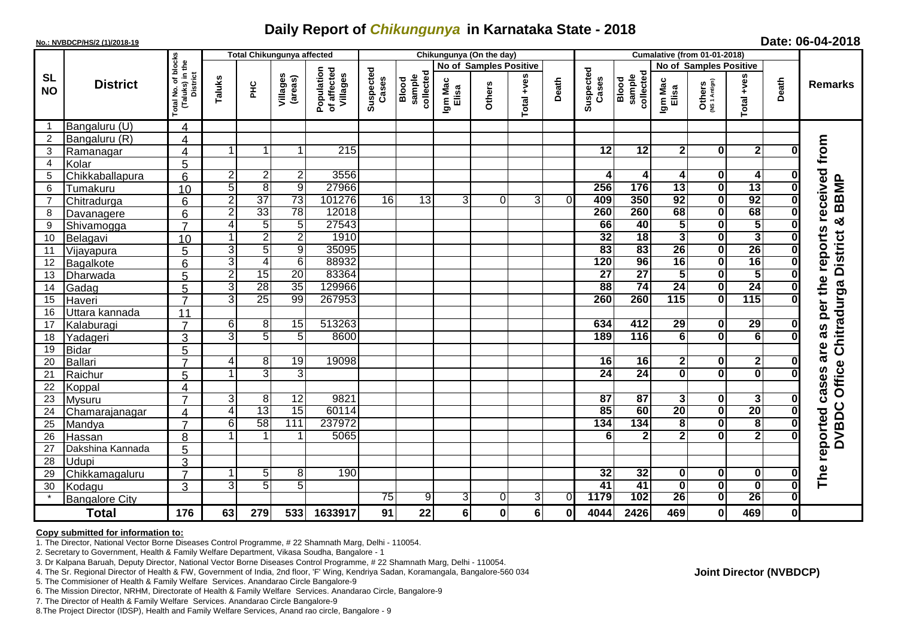# Daily Report of *Chikungunya* in Karnataka State - 2018

**No.: NVBDCP/HS/2 (1)/2018-19**

**Date: 06-04-2018**

| SL NO | District | Total No. of blocks (Taluks) in the District | Total Chikungunya affected | | | | Chikungunya (On the day) | | | | | | | Cumalative (from 01-01-2018) | | | | | | | Remarks |
|---|---|---|---|---|---|---|---|---|---|---|---|---|---|---|---|---|---|---|---|---|---|
| | | | | | | | | | No of Samples Positive | | | | | | | No of Samples Positive | | | | | |
| | | | Taluks | PHC | Villages (areas) | Population of affected Villages | Suspected Cases | Blood sample collected | Igm Mac Elisa | Others | Total +ves | Death | Suspected Cases | Blood sample collected | Igm Mac Elisa | Others (NS 1 Antign) | Total +ves | Death | |
| 1 | Bangaluru (U) | 4 | | | | | | | | | | | | | | | | | The reported cases are as per the reports received from DVBDC Office Chitradurga District & BBMP |
| 2 | Bangaluru (R) | 4 | | | | | | | | | | | | | | | | | |
| 3 | Ramanagar | 4 | 1 | 1 | 1 | 215 | | | | | | | 12 | 12 | 2 | 0 | 2 | 0 | |
| 4 | Kolar | 5 | | | | | | | | | | | | | | | | | |
| 5 | Chikkaballapura | 6 | 2 | 2 | 2 | 3556 | | | | | | | 4 | 4 | 4 | 0 | 4 | 0 | |
| 6 | Tumakuru | 10 | 5 | 8 | 9 | 27966 | | | | | | | 256 | 176 | 13 | 0 | 13 | 0 | |
| 7 | Chitradurga | 6 | 2 | 37 | 73 | 101276 | 16 | 13 | 3 | 0 | 3 | 0 | 409 | 350 | 92 | 0 | 92 | 0 | |
| 8 | Davanagere | 6 | 2 | 33 | 78 | 12018 | | | | | | | 260 | 260 | 68 | 0 | 68 | 0 | |
| 9 | Shivamogga | 7 | 4 | 5 | 5 | 27543 | | | | | | | 66 | 40 | 5 | 0 | 5 | 0 | |
| 10 | Belagavi | 10 | 1 | 2 | 2 | 1910 | | | | | | | 32 | 18 | 3 | 0 | 3 | 0 | |
| 11 | Vijayapura | 5 | 3 | 5 | 9 | 35095 | | | | | | | 83 | 83 | 26 | 0 | 26 | 0 | |
| 12 | Bagalkote | 6 | 3 | 4 | 6 | 88932 | | | | | | | 120 | 96 | 16 | 0 | 16 | 0 | |
| 13 | Dharwada | 5 | 2 | 15 | 20 | 83364 | | | | | | | 27 | 27 | 5 | 0 | 5 | 0 | |
| 14 | Gadag | 5 | 3 | 28 | 35 | 129966 | | | | | | | 88 | 74 | 24 | 0 | 24 | 0 | |
| 15 | Haveri | 7 | 3 | 25 | 99 | 267953 | | | | | | | 260 | 260 | 115 | 0 | 115 | 0 | |
| 16 | Uttara kannada | 11 | | | | | | | | | | | | | | | | | |
| 17 | Kalaburagi | 7 | 6 | 8 | 15 | 513263 | | | | | | | 634 | 412 | 29 | 0 | 29 | 0 | |
| 18 | Yadageri | 3 | 3 | 5 | 5 | 8600 | | | | | | | 189 | 116 | 6 | 0 | 6 | 0 | |
| 19 | Bidar | 5 | | | | | | | | | | | | | | | | | |
| 20 | Ballari | 7 | 4 | 8 | 19 | 19098 | | | | | | | 16 | 16 | 2 | 0 | 2 | 0 | |
| 21 | Raichur | 5 | 1 | 3 | 3 | | | | | | | | 24 | 24 | 0 | 0 | 0 | 0 | |
| 22 | Koppal | 4 | | | | | | | | | | | | | | | | | |
| 23 | Mysuru | 7 | 3 | 8 | 12 | 9821 | | | | | | | 87 | 87 | 3 | 0 | 3 | 0 | |
| 24 | Chamarajanagar | 4 | 4 | 13 | 15 | 60114 | | | | | | | 85 | 60 | 20 | 0 | 20 | 0 | |
| 25 | Mandya | 7 | 6 | 58 | 111 | 237972 | | | | | | | 134 | 134 | 8 | 0 | 8 | 0 | |
| 26 | Hassan | 8 | 1 | 1 | 1 | 5065 | | | | | | | 6 | 2 | 2 | 0 | 2 | 0 | |
| 27 | Dakshina Kannada | 5 | | | | | | | | | | | | | | | | | |
| 28 | Udupi | 3 | | | | | | | | | | | | | | | | | |
| 29 | Chikkamagaluru | 7 | 1 | 5 | 8 | 190 | | | | | | | 32 | 32 | 0 | 0 | 0 | 0 | |
| 30 | Kodagu | 3 | 3 | 5 | 5 | | | | | | | | 41 | 41 | 0 | 0 | 0 | 0 | |
| * | Bangalore City | | | | | | 75 | 9 | 3 | 0 | 3 | 0 | 1179 | 102 | 26 | 0 | 26 | 0 | |
| | **Total** | **176** | **63** | **279** | **533** | **1633917** | **91** | **22** | **6** | **0** | **6** | **0** | **4044** | **2426** | **469** | **0** | **469** | **0** | |

**Copy submitted for information to:**

1. The Director, National Vector Borne Diseases Control Programme, # 22 Shamnath Marg, Delhi - 110054.
2. Secretary to Government, Health & Family Welfare Department, Vikasa Soudha, Bangalore - 1
3. Dr Kalpana Baruah, Deputy Director, National Vector Borne Diseases Control Programme, # 22 Shamnath Marg, Delhi - 110054.
4. The Sr. Regional Director of Health & FW, Government of India, 2nd floor, 'F' Wing, Kendriya Sadan, Koramangala, Bangalore-560 034
5. The Commisioner of Health & Family Welfare Services. Anandarao Circle Bangalore-9
6. The Mission Director, NRHM, Directorate of Health & Family Welfare Services. Anandarao Circle, Bangalore-9
7. The Director of Health & Family Welfare Services. Anandarao Circle Bangalore-9
8. The Project Director (IDSP), Health and Family Welfare Services, Anand rao circle, Bangalore - 9

**Joint Director (NVBDCP)**